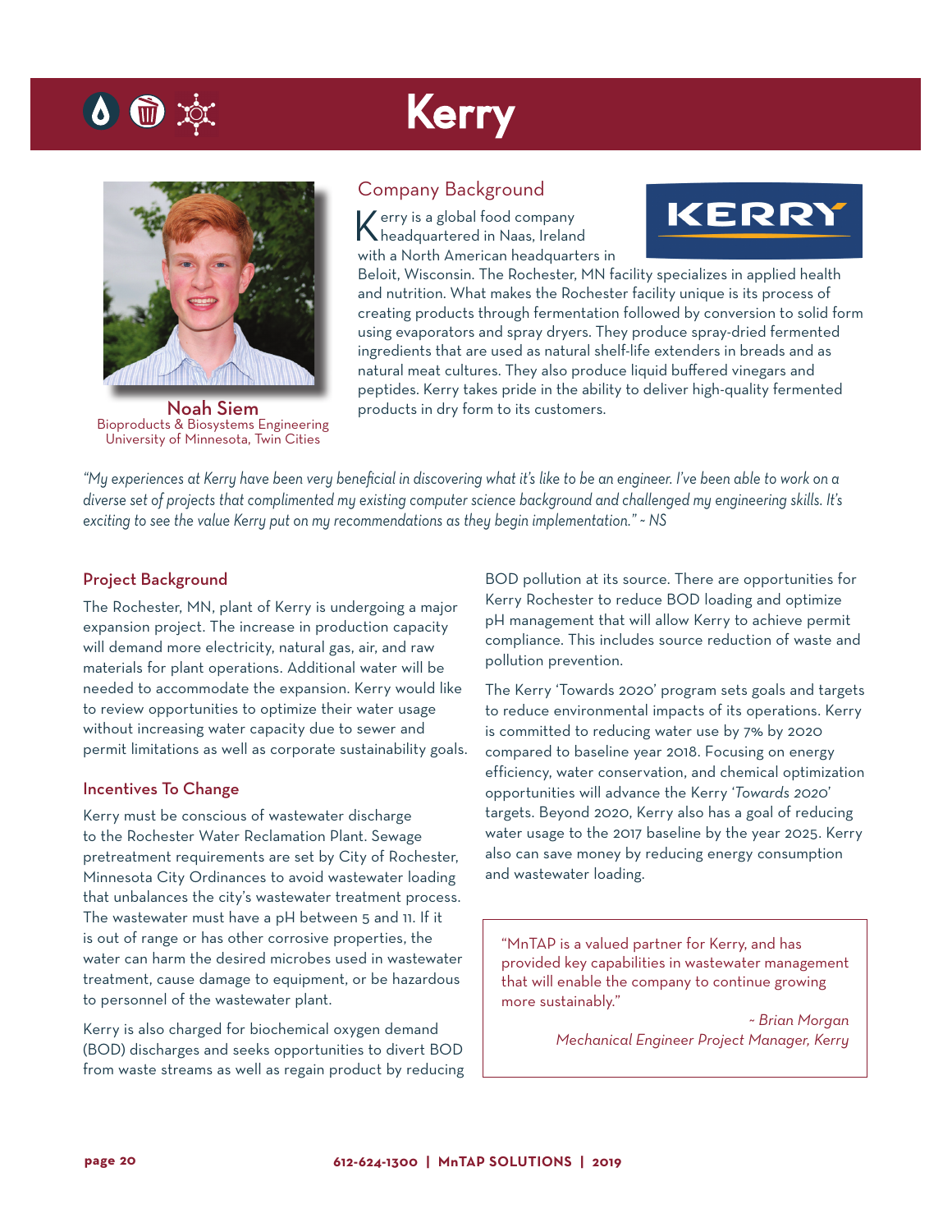# Kerry

**Noah Siem**
Bioproducts & Biosystems Engineering
University of Minnesota, Twin Cities

## Company Background

Kerry is a global food company headquartered in Naas, Ireland with a North American headquarters in Beloit, Wisconsin. The Rochester, MN facility specializes in applied health and nutrition. What makes the Rochester facility unique is its process of creating products through fermentation followed by conversion to solid form using evaporators and spray dryers. They produce spray-dried fermented ingredients that are used as natural shelf-life extenders in breads and as natural meat cultures. They also produce liquid buffered vinegars and peptides. Kerry takes pride in the ability to deliver high-quality fermented products in dry form to its customers.

*"My experiences at Kerry have been very beneficial in discovering what it's like to be an engineer. I've been able to work on a diverse set of projects that complimented my existing computer science background and challenged my engineering skills. It's exciting to see the value Kerry put on my recommendations as they begin implementation." ~ NS*

## Project Background

The Rochester, MN, plant of Kerry is undergoing a major expansion project. The increase in production capacity will demand more electricity, natural gas, air, and raw materials for plant operations. Additional water will be needed to accommodate the expansion. Kerry would like to review opportunities to optimize their water usage without increasing water capacity due to sewer and permit limitations as well as corporate sustainability goals.

## Incentives To Change

Kerry must be conscious of wastewater discharge to the Rochester Water Reclamation Plant. Sewage pretreatment requirements are set by City of Rochester, Minnesota City Ordinances to avoid wastewater loading that unbalances the city's wastewater treatment process. The wastewater must have a pH between 5 and 11. If it is out of range or has other corrosive properties, the water can harm the desired microbes used in wastewater treatment, cause damage to equipment, or be hazardous to personnel of the wastewater plant.

Kerry is also charged for biochemical oxygen demand (BOD) discharges and seeks opportunities to divert BOD from waste streams as well as regain product by reducing BOD pollution at its source. There are opportunities for Kerry Rochester to reduce BOD loading and optimize pH management that will allow Kerry to achieve permit compliance. This includes source reduction of waste and pollution prevention.

The Kerry 'Towards 2020' program sets goals and targets to reduce environmental impacts of its operations. Kerry is committed to reducing water use by 7% by 2020 compared to baseline year 2018. Focusing on energy efficiency, water conservation, and chemical optimization opportunities will advance the Kerry *'Towards 2020'* targets. Beyond 2020, Kerry also has a goal of reducing water usage to the 2017 baseline by the year 2025. Kerry also can save money by reducing energy consumption and wastewater loading.

"MnTAP is a valued partner for Kerry, and has provided key capabilities in wastewater management that will enable the company to continue growing more sustainably."

*~ Brian Morgan*
*Mechanical Engineer Project Manager, Kerry*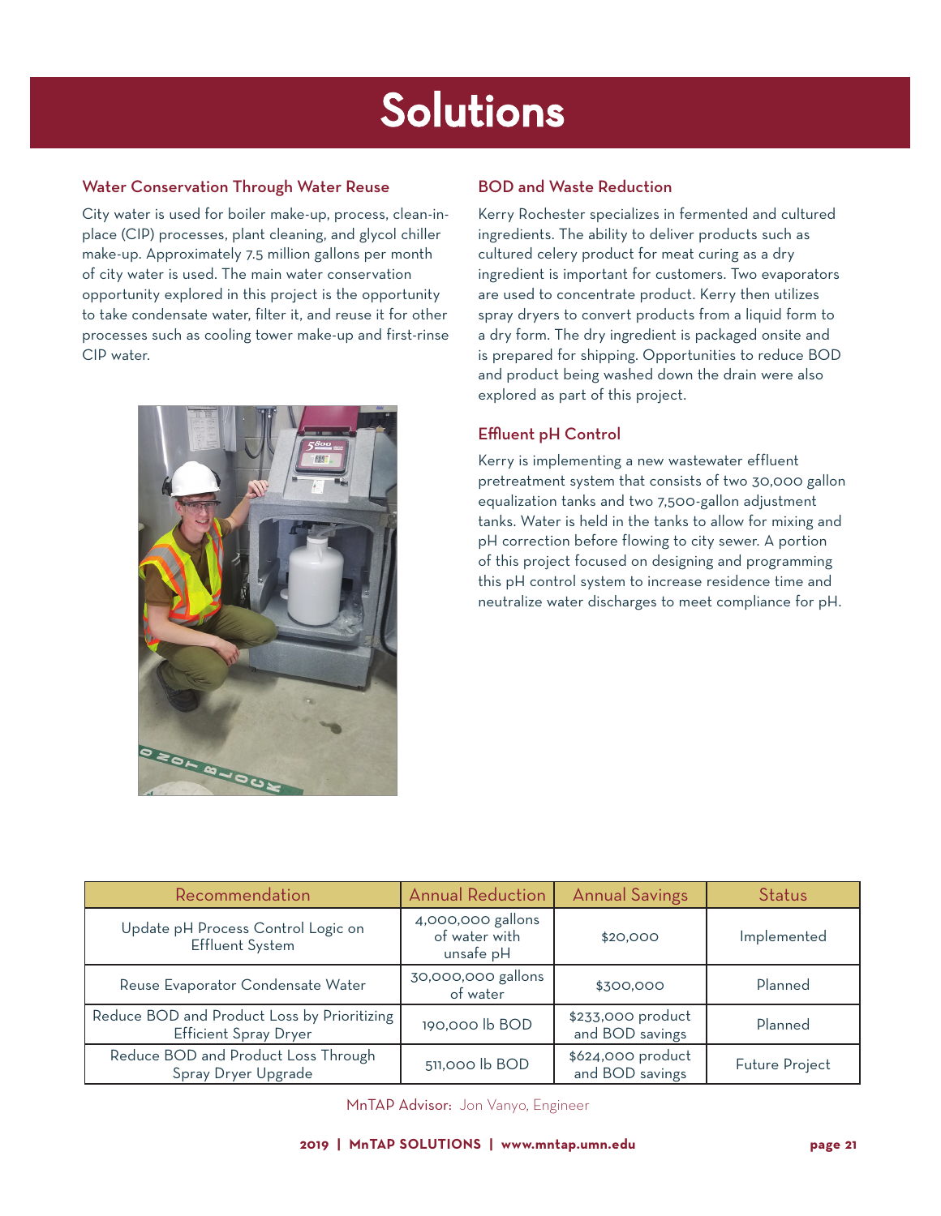# Solutions

### Water Conservation Through Water Reuse

City water is used for boiler make-up, process, clean-in-place (CIP) processes, plant cleaning, and glycol chiller make-up. Approximately 7.5 million gallons per month of city water is used. The main water conservation opportunity explored in this project is the opportunity to take condensate water, filter it, and reuse it for other processes such as cooling tower make-up and first-rinse CIP water.

### BOD and Waste Reduction

Kerry Rochester specializes in fermented and cultured ingredients. The ability to deliver products such as cultured celery product for meat curing as a dry ingredient is important for customers. Two evaporators are used to concentrate product. Kerry then utilizes spray dryers to convert products from a liquid form to a dry form. The dry ingredient is packaged onsite and is prepared for shipping. Opportunities to reduce BOD and product being washed down the drain were also explored as part of this project.

### Effluent pH Control

Kerry is implementing a new wastewater effluent pretreatment system that consists of two 30,000 gallon equalization tanks and two 7,500-gallon adjustment tanks. Water is held in the tanks to allow for mixing and pH correction before flowing to city sewer. A portion of this project focused on designing and programming this pH control system to increase residence time and neutralize water discharges to meet compliance for pH.

| Recommendation | Annual Reduction | Annual Savings | Status |
|---|---|---|---|
| Update pH Process Control Logic on Effluent System | 4,000,000 gallons of water with unsafe pH | $20,000 | Implemented |
| Reuse Evaporator Condensate Water | 30,000,000 gallons of water | $300,000 | Planned |
| Reduce BOD and Product Loss by Prioritizing Efficient Spray Dryer | 190,000 lb BOD | $233,000 product and BOD savings | Planned |
| Reduce BOD and Product Loss Through Spray Dryer Upgrade | 511,000 lb BOD | $624,000 product and BOD savings | Future Project |

MnTAP Advisor: Jon Vanyo, Engineer